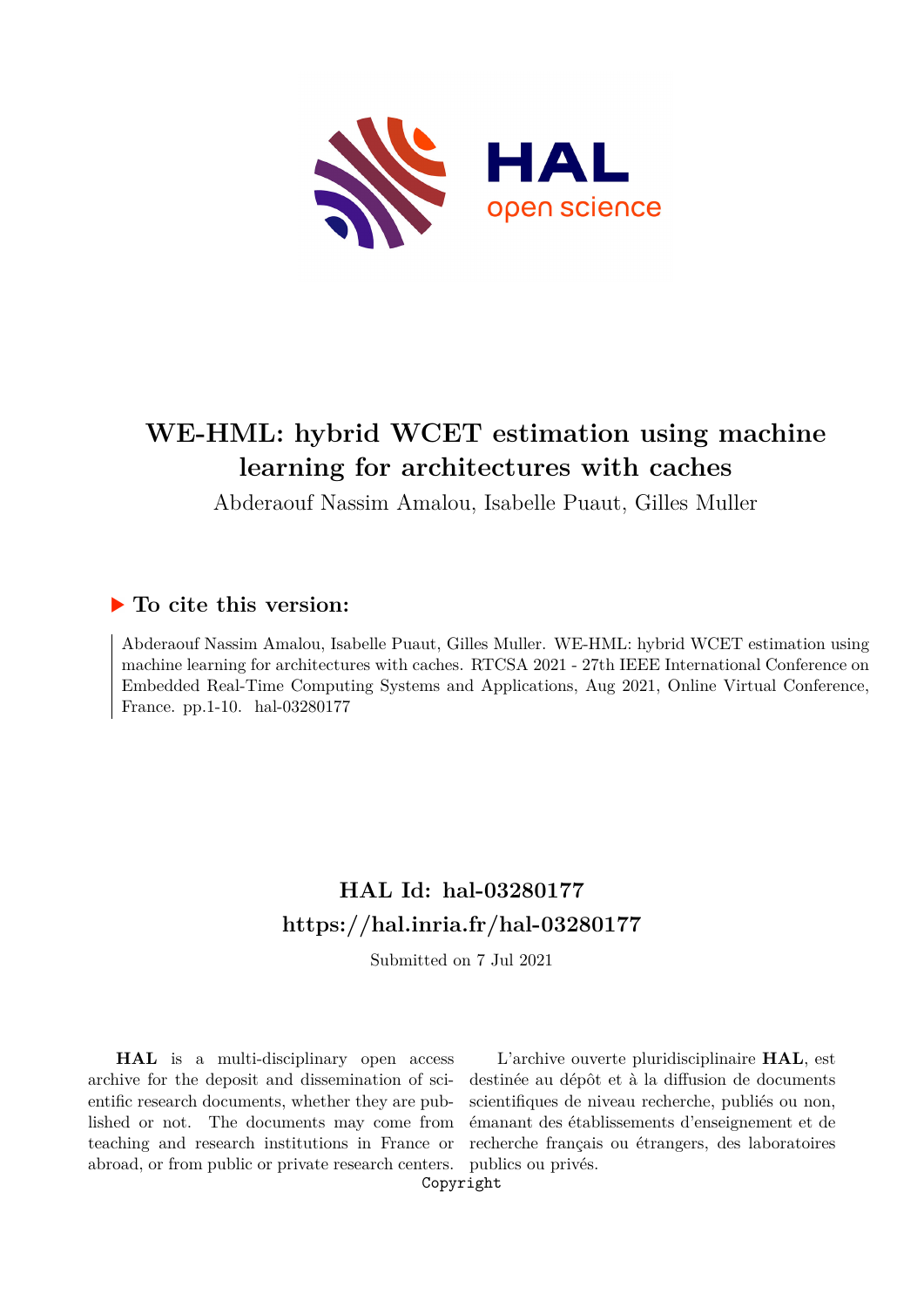# WE-HML: hybrid WCET estimation using machine learning for architectures with caches

Abderaouf Nassim Amalou, Isabelle Puaut, Gilles Muller

## To cite this version:

Abderaouf Nassim Amalou, Isabelle Puaut, Gilles Muller. WE-HML: hybrid WCET estimation using machine learning for architectures with caches. RTCSA 2021 - 27th IEEE International Conference on Embedded Real-Time Computing Systems and Applications, Aug 2021, Online Virtual Conference, France. pp.1-10. hal-03280177

## HAL Id: hal-03280177
## https://hal.inria.fr/hal-03280177

Submitted on 7 Jul 2021

**HAL** is a multi-disciplinary open access archive for the deposit and dissemination of scientific research documents, whether they are published or not. The documents may come from teaching and research institutions in France or abroad, or from public or private research centers.

L'archive ouverte pluridisciplinaire **HAL**, est destinée au dépôt et à la diffusion de documents scientifiques de niveau recherche, publiés ou non, émanant des établissements d'enseignement et de recherche français ou étrangers, des laboratoires publics ou privés.

Copyright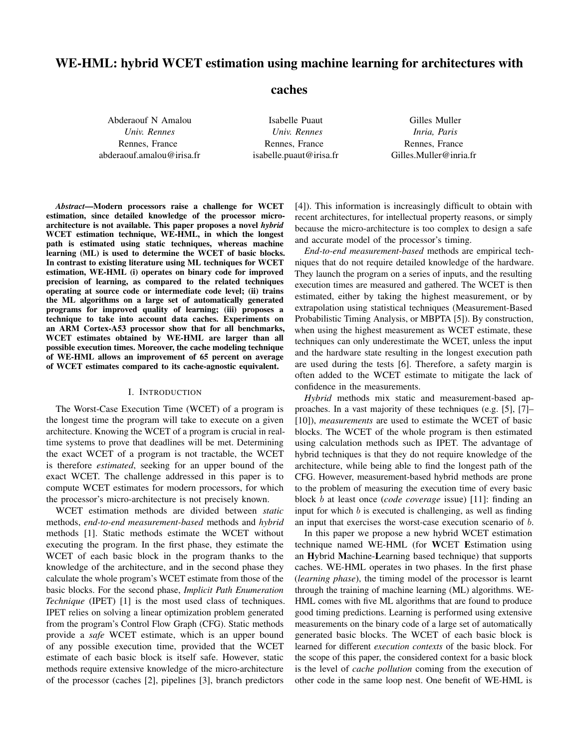# WE-HML: hybrid WCET estimation using machine learning for architectures with caches

Abderaouf N Amalou
*Univ. Rennes*
Rennes, France
abderaouf.amalou@irisa.fr

Isabelle Puaut
*Univ. Rennes*
Rennes, France
isabelle.puaut@irisa.fr

Gilles Muller
*Inria, Paris*
Rennes, France
Gilles.Muller@inria.fr

***Abstract*—Modern processors raise a challenge for WCET estimation, since detailed knowledge of the processor micro-architecture is not available. This paper proposes a novel *hybrid* WCET estimation technique, WE-HML, in which the longest path is estimated using static techniques, whereas machine learning (ML) is used to determine the WCET of basic blocks. In contrast to existing literature using ML techniques for WCET estimation, WE-HML (i) operates on binary code for improved precision of learning, as compared to the related techniques operating at source code or intermediate code level; (ii) trains the ML algorithms on a large set of automatically generated programs for improved quality of learning; (iii) proposes a technique to take into account data caches. Experiments on an ARM Cortex-A53 processor show that for all benchmarks, WCET estimates obtained by WE-HML are larger than all possible execution times. Moreover, the cache modeling technique of WE-HML allows an improvement of 65 percent on average of WCET estimates compared to its cache-agnostic equivalent.**

## I. Introduction

The Worst-Case Execution Time (WCET) of a program is the longest time the program will take to execute on a given architecture. Knowing the WCET of a program is crucial in real-time systems to prove that deadlines will be met. Determining the exact WCET of a program is not tractable, the WCET is therefore *estimated*, seeking for an upper bound of the exact WCET. The challenge addressed in this paper is to compute WCET estimates for modern processors, for which the processor's micro-architecture is not precisely known.

WCET estimation methods are divided between *static* methods, *end-to-end measurement-based* methods and *hybrid* methods [1]. Static methods estimate the WCET without executing the program. In the first phase, they estimate the WCET of each basic block in the program thanks to the knowledge of the architecture, and in the second phase they calculate the whole program's WCET estimate from those of the basic blocks. For the second phase, *Implicit Path Enumeration Technique* (IPET) [1] is the most used class of techniques. IPET relies on solving a linear optimization problem generated from the program's Control Flow Graph (CFG). Static methods provide a *safe* WCET estimate, which is an upper bound of any possible execution time, provided that the WCET estimate of each basic block is itself safe. However, static methods require extensive knowledge of the micro-architecture of the processor (caches [2], pipelines [3], branch predictors [4]). This information is increasingly difficult to obtain with recent architectures, for intellectual property reasons, or simply because the micro-architecture is too complex to design a safe and accurate model of the processor's timing.

*End-to-end measurement-based* methods are empirical techniques that do not require detailed knowledge of the hardware. They launch the program on a series of inputs, and the resulting execution times are measured and gathered. The WCET is then estimated, either by taking the highest measurement, or by extrapolation using statistical techniques (Measurement-Based Probabilistic Timing Analysis, or MBPTA [5]). By construction, when using the highest measurement as WCET estimate, these techniques can only underestimate the WCET, unless the input and the hardware state resulting in the longest execution path are used during the tests [6]. Therefore, a safety margin is often added to the WCET estimate to mitigate the lack of confidence in the measurements.

*Hybrid* methods mix static and measurement-based approaches. In a vast majority of these techniques (e.g. [5], [7]–[10]), *measurements* are used to estimate the WCET of basic blocks. The WCET of the whole program is then estimated using calculation methods such as IPET. The advantage of hybrid techniques is that they do not require knowledge of the architecture, while being able to find the longest path of the CFG. However, measurement-based hybrid methods are prone to the problem of measuring the execution time of every basic block $b$ at least once (*code coverage* issue) [11]: finding an input for which $b$ is executed is challenging, as well as finding an input that exercises the worst-case execution scenario of $b$.

In this paper we propose a new hybrid WCET estimation technique named WE-HML (for **W**CET **E**stimation using an **H**ybrid **M**achine-**L**earning based technique) that supports caches. WE-HML operates in two phases. In the first phase (*learning phase*), the timing model of the processor is learnt through the training of machine learning (ML) algorithms. WE-HML comes with five ML algorithms that are found to produce good timing predictions. Learning is performed using extensive measurements on the binary code of a large set of automatically generated basic blocks. The WCET of each basic block is learned for different *execution contexts* of the basic block. For the scope of this paper, the considered context for a basic block is the level of *cache pollution* coming from the execution of other code in the same loop nest. One benefit of WE-HML is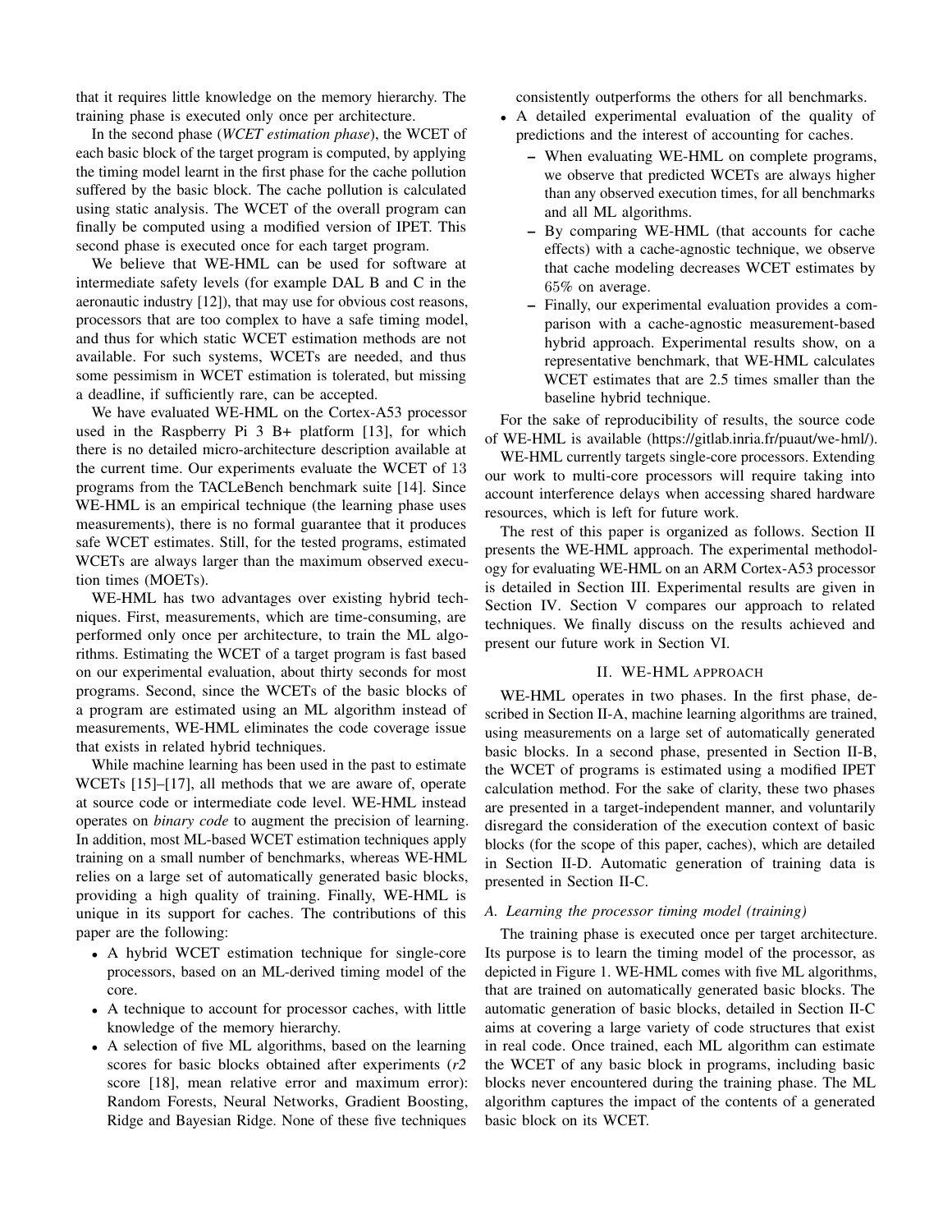that it requires little knowledge on the memory hierarchy. The training phase is executed only once per architecture.

In the second phase (*WCET estimation phase*), the WCET of each basic block of the target program is computed, by applying the timing model learnt in the first phase for the cache pollution suffered by the basic block. The cache pollution is calculated using static analysis. The WCET of the overall program can finally be computed using a modified version of IPET. This second phase is executed once for each target program.

We believe that WE-HML can be used for software at intermediate safety levels (for example DAL B and C in the aeronautic industry [12]), that may use for obvious cost reasons, processors that are too complex to have a safe timing model, and thus for which static WCET estimation methods are not available. For such systems, WCETs are needed, and thus some pessimism in WCET estimation is tolerated, but missing a deadline, if sufficiently rare, can be accepted.

We have evaluated WE-HML on the Cortex-A53 processor used in the Raspberry Pi 3 B+ platform [13], for which there is no detailed micro-architecture description available at the current time. Our experiments evaluate the WCET of 13 programs from the TACLeBench benchmark suite [14]. Since WE-HML is an empirical technique (the learning phase uses measurements), there is no formal guarantee that it produces safe WCET estimates. Still, for the tested programs, estimated WCETs are always larger than the maximum observed execution times (MOETs).

WE-HML has two advantages over existing hybrid techniques. First, measurements, which are time-consuming, are performed only once per architecture, to train the ML algorithms. Estimating the WCET of a target program is fast based on our experimental evaluation, about thirty seconds for most programs. Second, since the WCETs of the basic blocks of a program are estimated using an ML algorithm instead of measurements, WE-HML eliminates the code coverage issue that exists in related hybrid techniques.

While machine learning has been used in the past to estimate WCETs [15]–[17], all methods that we are aware of, operate at source code or intermediate code level. WE-HML instead operates on *binary code* to augment the precision of learning. In addition, most ML-based WCET estimation techniques apply training on a small number of benchmarks, whereas WE-HML relies on a large set of automatically generated basic blocks, providing a high quality of training. Finally, WE-HML is unique in its support for caches. The contributions of this paper are the following:

- A hybrid WCET estimation technique for single-core processors, based on an ML-derived timing model of the core.
- A technique to account for processor caches, with little knowledge of the memory hierarchy.
- A selection of five ML algorithms, based on the learning scores for basic blocks obtained after experiments (*r2* score [18], mean relative error and maximum error): Random Forests, Neural Networks, Gradient Boosting, Ridge and Bayesian Ridge. None of these five techniques consistently outperforms the others for all benchmarks.
- A detailed experimental evaluation of the quality of predictions and the interest of accounting for caches.
  - When evaluating WE-HML on complete programs, we observe that predicted WCETs are always higher than any observed execution times, for all benchmarks and all ML algorithms.
  - By comparing WE-HML (that accounts for cache effects) with a cache-agnostic technique, we observe that cache modeling decreases WCET estimates by 65% on average.
  - Finally, our experimental evaluation provides a comparison with a cache-agnostic measurement-based hybrid approach. Experimental results show, on a representative benchmark, that WE-HML calculates WCET estimates that are 2.5 times smaller than the baseline hybrid technique.

For the sake of reproducibility of results, the source code of WE-HML is available (https://gitlab.inria.fr/puaut/we-hml/).

WE-HML currently targets single-core processors. Extending our work to multi-core processors will require taking into account interference delays when accessing shared hardware resources, which is left for future work.

The rest of this paper is organized as follows. Section II presents the WE-HML approach. The experimental methodology for evaluating WE-HML on an ARM Cortex-A53 processor is detailed in Section III. Experimental results are given in Section IV. Section V compares our approach to related techniques. We finally discuss on the results achieved and present our future work in Section VI.

## II. WE-HML APPROACH

WE-HML operates in two phases. In the first phase, described in Section II-A, machine learning algorithms are trained, using measurements on a large set of automatically generated basic blocks. In a second phase, presented in Section II-B, the WCET of programs is estimated using a modified IPET calculation method. For the sake of clarity, these two phases are presented in a target-independent manner, and voluntarily disregard the consideration of the execution context of basic blocks (for the scope of this paper, caches), which are detailed in Section II-D. Automatic generation of training data is presented in Section II-C.

### A. Learning the processor timing model (training)

The training phase is executed once per target architecture. Its purpose is to learn the timing model of the processor, as depicted in Figure 1. WE-HML comes with five ML algorithms, that are trained on automatically generated basic blocks. The automatic generation of basic blocks, detailed in Section II-C aims at covering a large variety of code structures that exist in real code. Once trained, each ML algorithm can estimate the WCET of any basic block in programs, including basic blocks never encountered during the training phase. The ML algorithm captures the impact of the contents of a generated basic block on its WCET.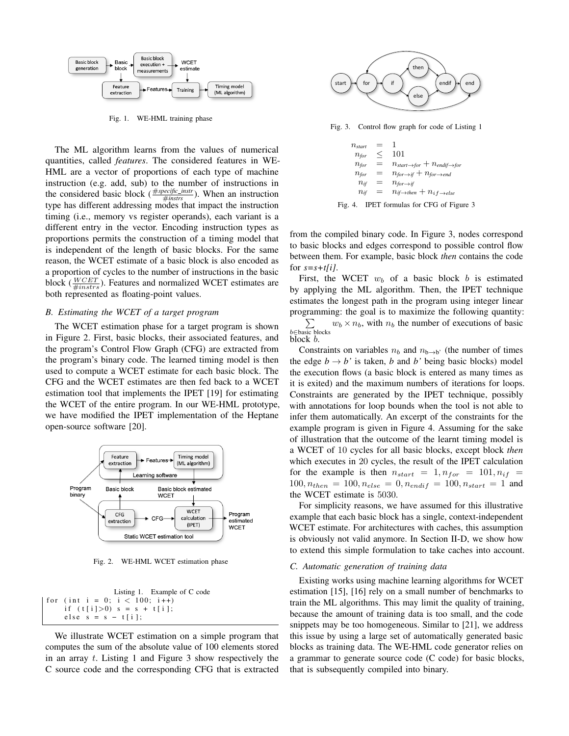Fig. 1. WE-HML training phase

The ML algorithm learns from the values of numerical quantities, called *features*. The considered features in WE-HML are a vector of proportions of each type of machine instruction (e.g. add, sub) to the number of instructions in the considered basic block ($\frac{\#specific\_instr}{\#instrs}$). When an instruction type has different addressing modes that impact the instruction timing (i.e., memory vs register operands), each variant is a different entry in the vector. Encoding instruction types as proportions permits the construction of a timing model that is independent of the length of basic blocks. For the same reason, the WCET estimate of a basic block is also encoded as a proportion of cycles to the number of instructions in the basic block ($\frac{WCET}{\#instrs}$). Features and normalized WCET estimates are both represented as floating-point values.

### B. Estimating the WCET of a target program

The WCET estimation phase for a target program is shown in Figure 2. First, basic blocks, their associated features, and the program's Control Flow Graph (CFG) are extracted from the program's binary code. The learned timing model is then used to compute a WCET estimate for each basic block. The CFG and the WCET estimates are then fed back to a WCET estimation tool that implements the IPET [19] for estimating the WCET of the entire program. In our WE-HML prototype, we have modified the IPET implementation of the Heptane open-source software [20].

Fig. 2. WE-HML WCET estimation phase

Listing 1. Example of C code

```
for (int i = 0; i < 100; i++)
    if (t[i]>0) s = s + t[i];
    else s = s - t[i];
```

We illustrate WCET estimation on a simple program that computes the sum of the absolute value of 100 elements stored in an array $t$. Listing 1 and Figure 3 show respectively the C source code and the corresponding CFG that is extracted from the compiled binary code. In Figure 3, nodes correspond to basic blocks and edges correspond to possible control flow between them. For example, basic block *then* contains the code for *s=s+t[i]*.

Fig. 3. Control flow graph for code of Listing 1

$$
\begin{aligned}
n_{start} &= 1 \\
n_{for} &\leq 101 \\
n_{for} &= n_{start \to for} + n_{endif \to for} \\
n_{for} &= n_{for \to if} + n_{for \to end} \\
n_{if} &= n_{for \to if} \\
n_{if} &= n_{if \to then} + n_{if \to else}
\end{aligned}
$$

Fig. 4. IPET formulas for CFG of Figure 3

First, the WCET $w_b$ of a basic block $b$ is estimated by applying the ML algorithm. Then, the IPET technique estimates the longest path in the program using integer linear programming: the goal is to maximize the following quantity: $\sum_{b \in \text{basic blocks}} w_b \times n_b$, with $n_b$ the number of executions of basic block $b$.

Constraints on variables $n_b$ and $n_{b \to b'}$ (the number of times the edge $b \to b'$ is taken, $b$ and $b'$ being basic blocks) model the execution flows (a basic block is entered as many times as it is exited) and the maximum numbers of iterations for loops. Constraints are generated by the IPET technique, possibly with annotations for loop bounds when the tool is not able to infer them automatically. An excerpt of the constraints for the example program is given in Figure 4. Assuming for the sake of illustration that the outcome of the learnt timing model is a WCET of 10 cycles for all basic blocks, except block *then* which executes in 20 cycles, the result of the IPET calculation for the example is then $n_{start} = 1, n_{for} = 101, n_{if} = 100, n_{then} = 100, n_{else} = 0, n_{endif} = 100, n_{start} = 1$ and the WCET estimate is 5030.

For simplicity reasons, we have assumed for this illustrative example that each basic block has a single, context-independent WCET estimate. For architectures with caches, this assumption is obviously not valid anymore. In Section II-D, we show how to extend this simple formulation to take caches into account.

### C. Automatic generation of training data

Existing works using machine learning algorithms for WCET estimation [15], [16] rely on a small number of benchmarks to train the ML algorithms. This may limit the quality of training, because the amount of training data is too small, and the code snippets may be too homogeneous. Similar to [21], we address this issue by using a large set of automatically generated basic blocks as training data. The WE-HML code generator relies on a grammar to generate source code (C code) for basic blocks, that is subsequently compiled into binary.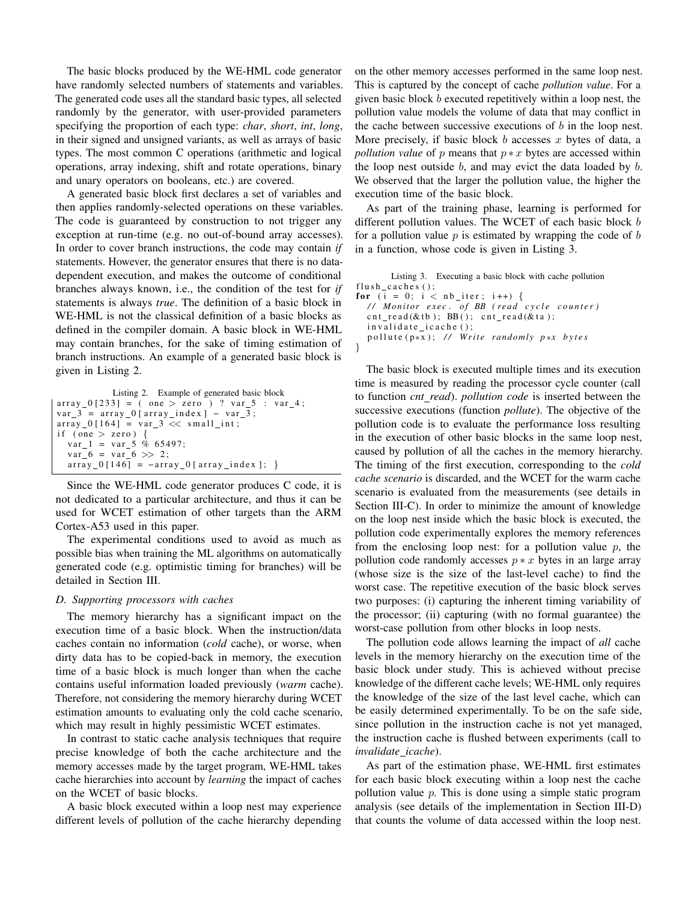The basic blocks produced by the WE-HML code generator have randomly selected numbers of statements and variables. The generated code uses all the standard basic types, all selected randomly by the generator, with user-provided parameters specifying the proportion of each type: *char*, *short*, *int*, *long*, in their signed and unsigned variants, as well as arrays of basic types. The most common C operations (arithmetic and logical operations, array indexing, shift and rotate operations, binary and unary operators on booleans, etc.) are covered.

A generated basic block first declares a set of variables and then applies randomly-selected operations on these variables. The code is guaranteed by construction to not trigger any exception at run-time (e.g. no out-of-bound array accesses). In order to cover branch instructions, the code may contain *if* statements. However, the generator ensures that there is no data-dependent execution, and makes the outcome of conditional branches always known, i.e., the condition of the test for *if* statements is always *true*. The definition of a basic block in WE-HML is not the classical definition of a basic blocks as defined in the compiler domain. A basic block in WE-HML may contain branches, for the sake of timing estimation of branch instructions. An example of a generated basic block is given in Listing 2.

Listing 2. Example of generated basic block

```
array_0[233] = ( one > zero ) ? var_5 : var_4;
var_3 = array_0[array_index] - var_3;
array_0[164] = var_3 << small_int;
if (one > zero) {
  var_1 = var_5 % 65497;
  var_6 = var_6 >> 2;
  array_0[146] = -array_0[array_index]; }
```

Since the WE-HML code generator produces C code, it is not dedicated to a particular architecture, and thus it can be used for WCET estimation of other targets than the ARM Cortex-A53 used in this paper.

The experimental conditions used to avoid as much as possible bias when training the ML algorithms on automatically generated code (e.g. optimistic timing for branches) will be detailed in Section III.

### D. Supporting processors with caches

The memory hierarchy has a significant impact on the execution time of a basic block. When the instruction/data caches contain no information (*cold* cache), or worse, when dirty data has to be copied-back in memory, the execution time of a basic block is much longer than when the cache contains useful information loaded previously (*warm* cache). Therefore, not considering the memory hierarchy during WCET estimation amounts to evaluating only the cold cache scenario, which may result in highly pessimistic WCET estimates.

In contrast to static cache analysis techniques that require precise knowledge of both the cache architecture and the memory accesses made by the target program, WE-HML takes cache hierarchies into account by *learning* the impact of caches on the WCET of basic blocks.

A basic block executed within a loop nest may experience different levels of pollution of the cache hierarchy depending on the other memory accesses performed in the same loop nest. This is captured by the concept of cache *pollution value*. For a given basic block $b$ executed repetitively within a loop nest, the pollution value models the volume of data that may conflict in the cache between successive executions of $b$ in the loop nest. More precisely, if basic block $b$ accesses $x$ bytes of data, a *pollution value* of $p$ means that $p * x$ bytes are accessed within the loop nest outside $b$, and may evict the data loaded by $b$. We observed that the larger the pollution value, the higher the execution time of the basic block.

As part of the training phase, learning is performed for different pollution values. The WCET of each basic block $b$ for a pollution value $p$ is estimated by wrapping the code of $b$ in a function, whose code is given in Listing 3.

Listing 3. Executing a basic block with cache pollution

```
flush_caches();
for (i = 0; i < nb_iter; i++) {
  // Monitor exec. of BB (read cycle counter)
  cnt_read(&tb); BB(); cnt_read(&ta);
  invalidate_icache();
  pollute(p*x); // Write randomly p*x bytes
}
```

The basic block is executed multiple times and its execution time is measured by reading the processor cycle counter (call to function *cnt_read*). *pollution code* is inserted between the successive executions (function *pollute*). The objective of the pollution code is to evaluate the performance loss resulting in the execution of other basic blocks in the same loop nest, caused by pollution of all the caches in the memory hierarchy. The timing of the first execution, corresponding to the *cold cache scenario* is discarded, and the WCET for the warm cache scenario is evaluated from the measurements (see details in Section III-C). In order to minimize the amount of knowledge on the loop nest inside which the basic block is executed, the pollution code experimentally explores the memory references from the enclosing loop nest: for a pollution value $p$, the pollution code randomly accesses $p * x$ bytes in an large array (whose size is the size of the last-level cache) to find the worst case. The repetitive execution of the basic block serves two purposes: (i) capturing the inherent timing variability of the processor; (ii) capturing (with no formal guarantee) the worst-case pollution from other blocks in loop nests.

The pollution code allows learning the impact of *all* cache levels in the memory hierarchy on the execution time of the basic block under study. This is achieved without precise knowledge of the different cache levels; WE-HML only requires the knowledge of the size of the last level cache, which can be easily determined experimentally. To be on the safe side, since pollution in the instruction cache is not yet managed, the instruction cache is flushed between experiments (call to *invalidate_icache*).

As part of the estimation phase, WE-HML first estimates for each basic block executing within a loop nest the cache pollution value $p$. This is done using a simple static program analysis (see details of the implementation in Section III-D) that counts the volume of data accessed within the loop nest.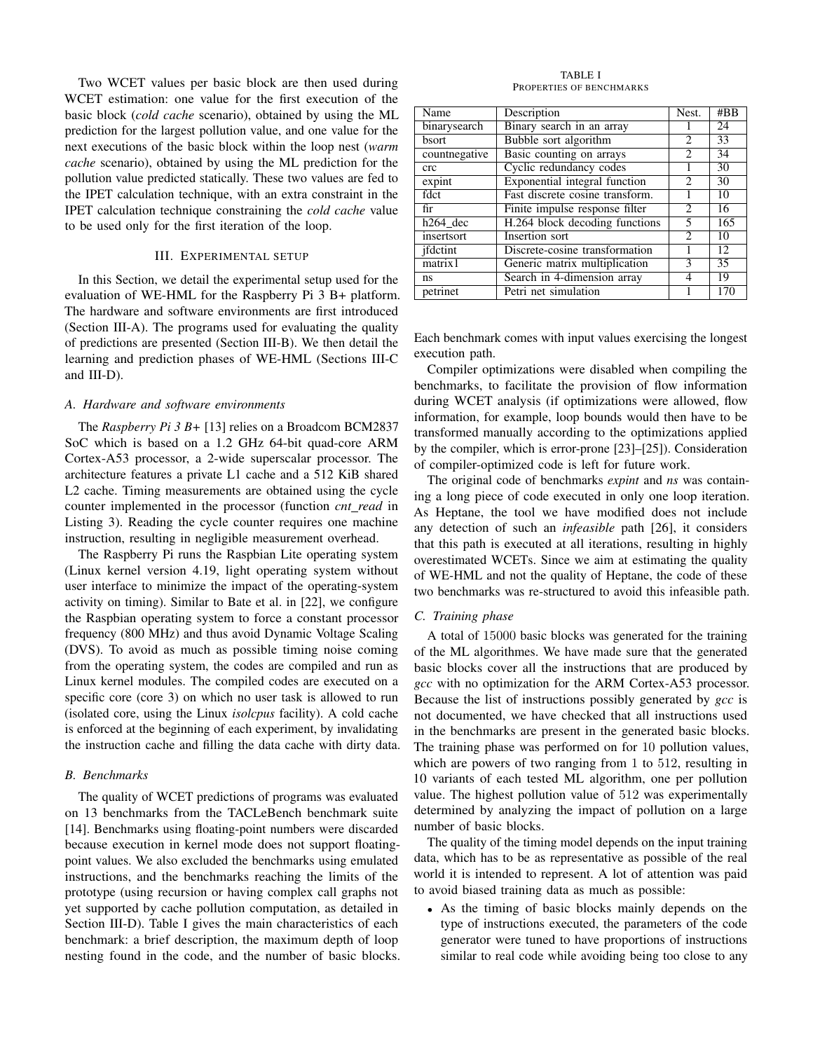Two WCET values per basic block are then used during WCET estimation: one value for the first execution of the basic block (*cold cache* scenario), obtained by using the ML prediction for the largest pollution value, and one value for the next executions of the basic block within the loop nest (*warm cache* scenario), obtained by using the ML prediction for the pollution value predicted statically. These two values are fed to the IPET calculation technique, with an extra constraint in the IPET calculation technique constraining the *cold cache* value to be used only for the first iteration of the loop.

## III. Experimental setup

In this Section, we detail the experimental setup used for the evaluation of WE-HML for the Raspberry Pi 3 B+ platform. The hardware and software environments are first introduced (Section III-A). The programs used for evaluating the quality of predictions are presented (Section III-B). We then detail the learning and prediction phases of WE-HML (Sections III-C and III-D).

### A. Hardware and software environments

The *Raspberry Pi 3 B+* [13] relies on a Broadcom BCM2837 SoC which is based on a 1.2 GHz 64-bit quad-core ARM Cortex-A53 processor, a 2-wide superscalar processor. The architecture features a private L1 cache and a 512 KiB shared L2 cache. Timing measurements are obtained using the cycle counter implemented in the processor (function *cnt_read* in Listing 3). Reading the cycle counter requires one machine instruction, resulting in negligible measurement overhead.

The Raspberry Pi runs the Raspbian Lite operating system (Linux kernel version 4.19, light operating system without user interface to minimize the impact of the operating-system activity on timing). Similar to Bate et al. in [22], we configure the Raspbian operating system to force a constant processor frequency (800 MHz) and thus avoid Dynamic Voltage Scaling (DVS). To avoid as much as possible timing noise coming from the operating system, the codes are compiled and run as Linux kernel modules. The compiled codes are executed on a specific core (core 3) on which no user task is allowed to run (isolated core, using the Linux *isolcpus* facility). A cold cache is enforced at the beginning of each experiment, by invalidating the instruction cache and filling the data cache with dirty data.

### B. Benchmarks

The quality of WCET predictions of programs was evaluated on 13 benchmarks from the TACLeBench benchmark suite [14]. Benchmarks using floating-point numbers were discarded because execution in kernel mode does not support floating-point values. We also excluded the benchmarks using emulated instructions, and the benchmarks reaching the limits of the prototype (using recursion or having complex call graphs not yet supported by cache pollution computation, as detailed in Section III-D). Table I gives the main characteristics of each benchmark: a brief description, the maximum depth of loop nesting found in the code, and the number of basic blocks. Each benchmark comes with input values exercising the longest execution path.

TABLE I
Properties of benchmarks

| Name | Description | Nest. | #BB |
|---|---|---|---|
| binarysearch | Binary search in an array | 1 | 24 |
| bsort | Bubble sort algorithm | 2 | 33 |
| countnegative | Basic counting on arrays | 2 | 34 |
| crc | Cyclic redundancy codes | 1 | 30 |
| expint | Exponential integral function | 2 | 30 |
| fdct | Fast discrete cosine transform. | 1 | 10 |
| fir | Finite impulse response filter | 2 | 16 |
| h264_dec | H.264 block decoding functions | 5 | 165 |
| insertsort | Insertion sort | 2 | 10 |
| jfdctint | Discrete-cosine transformation | 1 | 12 |
| matrix1 | Generic matrix multiplication | 3 | 35 |
| ns | Search in 4-dimension array | 4 | 19 |
| petrinet | Petri net simulation | 1 | 170 |

Compiler optimizations were disabled when compiling the benchmarks, to facilitate the provision of flow information during WCET analysis (if optimizations were allowed, flow information, for example, loop bounds would then have to be transformed manually according to the optimizations applied by the compiler, which is error-prone [23]–[25]). Consideration of compiler-optimized code is left for future work.

The original code of benchmarks *expint* and *ns* was containing a long piece of code executed in only one loop iteration. As Heptane, the tool we have modified does not include any detection of such an *infeasible* path [26], it considers that this path is executed at all iterations, resulting in highly overestimated WCETs. Since we aim at estimating the quality of WE-HML and not the quality of Heptane, the code of these two benchmarks was re-structured to avoid this infeasible path.

### C. Training phase

A total of $15000$ basic blocks was generated for the training of the ML algorithms. We have made sure that the generated basic blocks cover all the instructions that are produced by *gcc* with no optimization for the ARM Cortex-A53 processor. Because the list of instructions possibly generated by *gcc* is not documented, we have checked that all instructions used in the benchmarks are present in the generated basic blocks. The training phase was performed on for $10$ pollution values, which are powers of two ranging from $1$ to $512$, resulting in $10$ variants of each tested ML algorithm, one per pollution value. The highest pollution value of $512$ was experimentally determined by analyzing the impact of pollution on a large number of basic blocks.

The quality of the timing model depends on the input training data, which has to be as representative as possible of the real world it is intended to represent. A lot of attention was paid to avoid biased training data as much as possible:

- As the timing of basic blocks mainly depends on the type of instructions executed, the parameters of the code generator were tuned to have proportions of instructions similar to real code while avoiding being too close to any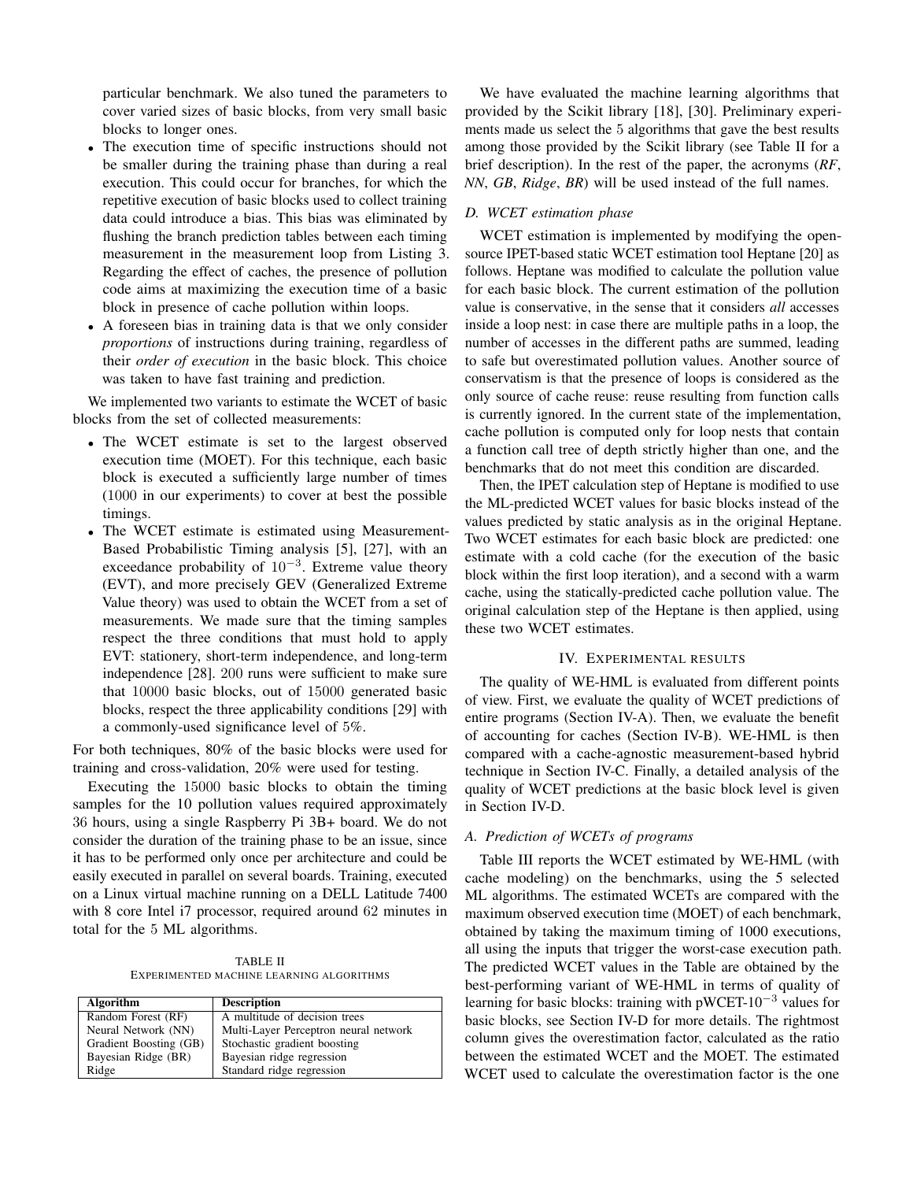particular benchmark. We also tuned the parameters to cover varied sizes of basic blocks, from very small basic blocks to longer ones.

- The execution time of specific instructions should not be smaller during the training phase than during a real execution. This could occur for branches, for which the repetitive execution of basic blocks used to collect training data could introduce a bias. This bias was eliminated by flushing the branch prediction tables between each timing measurement in the measurement loop from Listing 3. Regarding the effect of caches, the presence of pollution code aims at maximizing the execution time of a basic block in presence of cache pollution within loops.
- A foreseen bias in training data is that we only consider *proportions* of instructions during training, regardless of their *order of execution* in the basic block. This choice was taken to have fast training and prediction.

We implemented two variants to estimate the WCET of basic blocks from the set of collected measurements:

- The WCET estimate is set to the largest observed execution time (MOET). For this technique, each basic block is executed a sufficiently large number of times (1000 in our experiments) to cover at best the possible timings.
- The WCET estimate is estimated using Measurement-Based Probabilistic Timing analysis [5], [27], with an exceedance probability of $10^{-3}$. Extreme value theory (EVT), and more precisely GEV (Generalized Extreme Value theory) was used to obtain the WCET from a set of measurements. We made sure that the timing samples respect the three conditions that must hold to apply EVT: stationery, short-term independence, and long-term independence [28]. 200 runs were sufficient to make sure that 10000 basic blocks, out of 15000 generated basic blocks, respect the three applicability conditions [29] with a commonly-used significance level of 5%.

For both techniques, 80% of the basic blocks were used for training and cross-validation, 20% were used for testing.

Executing the 15000 basic blocks to obtain the timing samples for the 10 pollution values required approximately 36 hours, using a single Raspberry Pi 3B+ board. We do not consider the duration of the training phase to be an issue, since it has to be performed only once per architecture and could be easily executed in parallel on several boards. Training, executed on a Linux virtual machine running on a DELL Latitude 7400 with 8 core Intel i7 processor, required around 62 minutes in total for the 5 ML algorithms.

TABLE II
EXPERIMENTED MACHINE LEARNING ALGORITHMS

| Algorithm | Description |
|---|---|
| Random Forest (RF) | A multitude of decision trees |
| Neural Network (NN) | Multi-Layer Perceptron neural network |
| Gradient Boosting (GB) | Stochastic gradient boosting |
| Bayesian Ridge (BR) | Bayesian ridge regression |
| Ridge | Standard ridge regression |

We have evaluated the machine learning algorithms that provided by the Scikit library [18], [30]. Preliminary experiments made us select the 5 algorithms that gave the best results among those provided by the Scikit library (see Table II for a brief description). In the rest of the paper, the acronyms (*RF*, *NN*, *GB*, *Ridge*, *BR*) will be used instead of the full names.

### D. WCET estimation phase

WCET estimation is implemented by modifying the open-source IPET-based static WCET estimation tool Heptane [20] as follows. Heptane was modified to calculate the pollution value for each basic block. The current estimation of the pollution value is conservative, in the sense that it considers *all* accesses inside a loop nest: in case there are multiple paths in a loop, the number of accesses in the different paths are summed, leading to safe but overestimated pollution values. Another source of conservatism is that the presence of loops is considered as the only source of cache reuse: reuse resulting from function calls is currently ignored. In the current state of the implementation, cache pollution is computed only for loop nests that contain a function call tree of depth strictly higher than one, and the benchmarks that do not meet this condition are discarded.

Then, the IPET calculation step of Heptane is modified to use the ML-predicted WCET values for basic blocks instead of the values predicted by static analysis as in the original Heptane. Two WCET estimates for each basic block are predicted: one estimate with a cold cache (for the execution of the basic block within the first loop iteration), and a second with a warm cache, using the statically-predicted cache pollution value. The original calculation step of the Heptane is then applied, using these two WCET estimates.

## IV. Experimental results

The quality of WE-HML is evaluated from different points of view. First, we evaluate the quality of WCET predictions of entire programs (Section IV-A). Then, we evaluate the benefit of accounting for caches (Section IV-B). WE-HML is then compared with a cache-agnostic measurement-based hybrid technique in Section IV-C. Finally, a detailed analysis of the quality of WCET predictions at the basic block level is given in Section IV-D.

### A. Prediction of WCETs of programs

Table III reports the WCET estimated by WE-HML (with cache modeling) on the benchmarks, using the 5 selected ML algorithms. The estimated WCETs are compared with the maximum observed execution time (MOET) of each benchmark, obtained by taking the maximum timing of 1000 executions, all using the inputs that trigger the worst-case execution path. The predicted WCET values in the Table are obtained by the best-performing variant of WE-HML in terms of quality of learning for basic blocks: training with pWCET-$10^{-3}$ values for basic blocks, see Section IV-D for more details. The rightmost column gives the overestimation factor, calculated as the ratio between the estimated WCET and the MOET. The estimated WCET used to calculate the overestimation factor is the one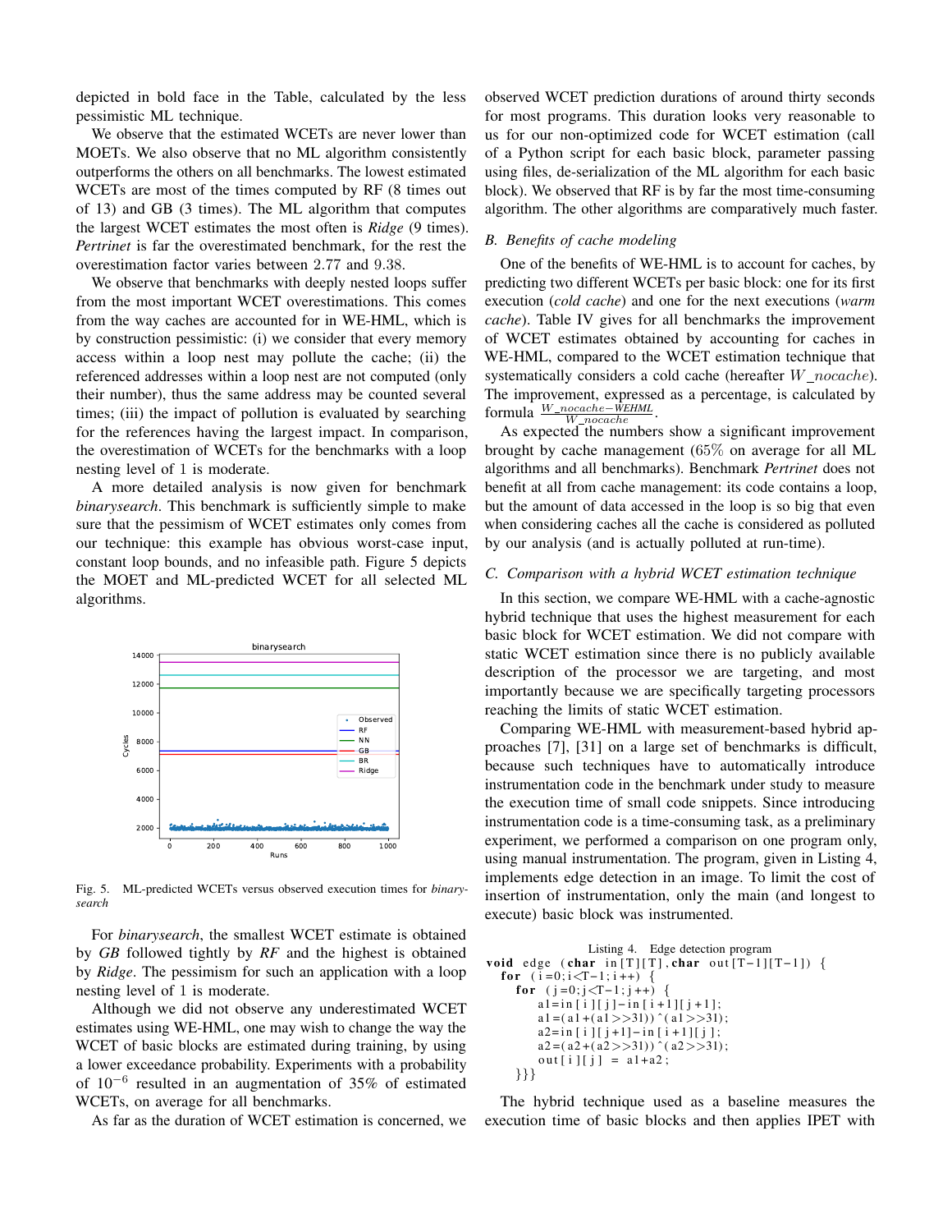depicted in bold face in the Table, calculated by the less pessimistic ML technique.

We observe that the estimated WCETs are never lower than MOETs. We also observe that no ML algorithm consistently outperforms the others on all benchmarks. The lowest estimated WCETs are most of the times computed by RF (8 times out of 13) and GB (3 times). The ML algorithm that computes the largest WCET estimates the most often is *Ridge* (9 times). *Pertrinet* is far the overestimated benchmark, for the rest the overestimation factor varies between 2.77 and 9.38.

We observe that benchmarks with deeply nested loops suffer from the most important WCET overestimations. This comes from the way caches are accounted for in WE-HML, which is by construction pessimistic: (i) we consider that every memory access within a loop nest may pollute the cache; (ii) the referenced addresses within a loop nest are not computed (only their number), thus the same address may be counted several times; (iii) the impact of pollution is evaluated by searching for the references having the largest impact. In comparison, the overestimation of WCETs for the benchmarks with a loop nesting level of 1 is moderate.

A more detailed analysis is now given for benchmark *binarysearch*. This benchmark is sufficiently simple to make sure that the pessimism of WCET estimates only comes from our technique: this example has obvious worst-case input, constant loop bounds, and no infeasible path. Figure 5 depicts the MOET and ML-predicted WCET for all selected ML algorithms.

Fig. 5. ML-predicted WCETs versus observed execution times for *binarysearch*

For *binarysearch*, the smallest WCET estimate is obtained by *GB* followed tightly by *RF* and the highest is obtained by *Ridge*. The pessimism for such an application with a loop nesting level of 1 is moderate.

Although we did not observe any underestimated WCET estimates using WE-HML, one may wish to change the way the WCET of basic blocks are estimated during training, by using a lower exceedance probability. Experiments with a probability of $10^{-6}$ resulted in an augmentation of 35% of estimated WCETs, on average for all benchmarks.

As far as the duration of WCET estimation is concerned, we observed WCET prediction durations of around thirty seconds for most programs. This duration looks very reasonable to us for our non-optimized code for WCET estimation (call of a Python script for each basic block, parameter passing using files, de-serialization of the ML algorithm for each basic block). We observed that RF is by far the most time-consuming algorithm. The other algorithms are comparatively much faster.

### *B. Benefits of cache modeling*

One of the benefits of WE-HML is to account for caches, by predicting two different WCETs per basic block: one for its first execution (*cold cache*) and one for the next executions (*warm cache*). Table IV gives for all benchmarks the improvement of WCET estimates obtained by accounting for caches in WE-HML, compared to the WCET estimation technique that systematically considers a cold cache (hereafter $W\_nocache$). The improvement, expressed as a percentage, is calculated by formula $\frac{W\_nocache - WEHML}{W\_nocache}$.

As expected the numbers show a significant improvement brought by cache management (65% on average for all ML algorithms and all benchmarks). Benchmark *Pertrinet* does not benefit at all from cache management: its code contains a loop, but the amount of data accessed in the loop is so big that even when considering caches all the cache is considered as polluted by our analysis (and is actually polluted at run-time).

### *C. Comparison with a hybrid WCET estimation technique*

In this section, we compare WE-HML with a cache-agnostic hybrid technique that uses the highest measurement for each basic block for WCET estimation. We did not compare with static WCET estimation since there is no publicly available description of the processor we are targeting, and most importantly because we are specifically targeting processors reaching the limits of static WCET estimation.

Comparing WE-HML with measurement-based hybrid approaches [7], [31] on a large set of benchmarks is difficult, because such techniques have to automatically introduce instrumentation code in the benchmark under study to measure the execution time of small code snippets. Since introducing instrumentation code is a time-consuming task, as a preliminary experiment, we performed a comparison on one program only, using manual instrumentation. The program, given in Listing 4, implements edge detection in an image. To limit the cost of insertion of instrumentation, only the main (and longest to execute) basic block was instrumented.

Listing 4. Edge detection program

```
void edge (char in[T][T],char out[T-1][T-1]) {
  for (i=0;i<T-1;i++) {
    for (j=0;j<T-1;j++) {
        a1=in[i][j]-in[i+1][j+1];
        a1=(a1+(a1>>31))^(a1>>31);
        a2=in[i][j+1]-in[i+1][j];
        a2=(a2+(a2>>31))^(a2>>31);
        out[i][j] = a1+a2;
}}}
```

The hybrid technique used as a baseline measures the execution time of basic blocks and then applies IPET with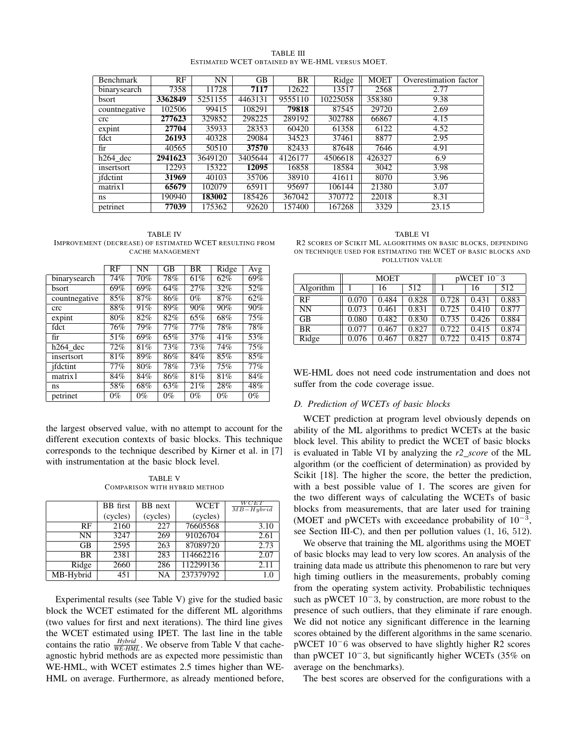TABLE III
ESTIMATED WCET OBTAINED BY WE-HML VERSUS MOET.

| Benchmark | RF | NN | GB | BR | Ridge | MOET | Overestimation factor |
|---|---|---|---|---|---|---|---|
| binarysearch | 7358 | 11728 | **7117** | 12622 | 13517 | 2568 | 2.77 |
| bsort | **3362849** | 5251155 | 4463131 | 9555110 | 10225058 | 358380 | 9.38 |
| countnegative | 102506 | 99415 | 108291 | **79818** | 87545 | 29720 | 2.69 |
| crc | **277623** | 329852 | 298225 | 289192 | 302788 | 66867 | 4.15 |
| expint | **27704** | 35933 | 28353 | 60420 | 61358 | 6122 | 4.52 |
| fdct | **26193** | 40328 | 29084 | 34523 | 37461 | 8877 | 2.95 |
| fir | 40565 | 50510 | **37570** | 82433 | 87648 | 7646 | 4.91 |
| h264_dec | **2941623** | 3649120 | 3405644 | 4126177 | 4506618 | 426327 | 6.9 |
| insertsort | 12293 | 15322 | **12095** | 16858 | 18584 | 3042 | 3.98 |
| jfdctint | **31969** | 40103 | 35706 | 38910 | 41611 | 8070 | 3.96 |
| matrix1 | **65679** | 102079 | 65911 | 95697 | 106144 | 21380 | 3.07 |
| ns | 190940 | **183002** | 185426 | 367042 | 370772 | 22018 | 8.31 |
| petrinet | **77039** | 175362 | 92620 | 157400 | 167268 | 3329 | 23.15 |

TABLE IV
IMPROVEMENT (DECREASE) OF ESTIMATED WCET RESULTING FROM CACHE MANAGEMENT

| | RF | NN | GB | BR | Ridge | Avg |
|---|---|---|---|---|---|---|
| binarysearch | 74% | 70% | 78% | 61% | 62% | 69% |
| bsort | 69% | 69% | 64% | 27% | 32% | 52% |
| countnegative | 85% | 87% | 86% | 0% | 87% | 62% |
| crc | 88% | 91% | 89% | 90% | 90% | 90% |
| expint | 80% | 82% | 82% | 65% | 68% | 75% |
| fdct | 76% | 79% | 77% | 77% | 78% | 78% |
| fir | 51% | 69% | 65% | 37% | 41% | 53% |
| h264_dec | 72% | 81% | 73% | 73% | 74% | 75% |
| insertsort | 81% | 89% | 86% | 84% | 85% | 85% |
| jfdctint | 77% | 80% | 78% | 73% | 75% | 77% |
| matrix1 | 84% | 84% | 86% | 81% | 81% | 84% |
| ns | 58% | 68% | 63% | 21% | 28% | 48% |
| petrinet | 0% | 0% | 0% | 0% | 0% | 0% |

the largest observed value, with no attempt to account for the different execution contexts of basic blocks. This technique corresponds to the technique described by Kirner et al. in [7] with instrumentation at the basic block level.

TABLE V
COMPARISON WITH HYBRID METHOD

| | BB first (cycles) | BB next (cycles) | WCET (cycles) | $\frac{WCET}{MB-Hybrid}$ |
|---|---|---|---|---|
| RF | 2160 | 227 | 76605568 | 3.10 |
| NN | 3247 | 269 | 91026704 | 2.61 |
| GB | 2595 | 263 | 87089720 | 2.73 |
| BR | 2381 | 283 | 114662216 | 2.07 |
| Ridge | 2660 | 286 | 112299136 | 2.11 |
| MB-Hybrid | 451 | NA | 237379792 | 1.0 |

Experimental results (see Table V) give for the studied basic block the WCET estimated for the different ML algorithms (two values for first and next iterations). The third line gives the WCET estimated using IPET. The last line in the table contains the ratio $\frac{Hybrid}{WE\text{-}HML}$. We observe from Table V that cache-agnostic hybrid methods are as expected more pessimistic than WE-HML, with WCET estimates 2.5 times higher than WE-HML on average. Furthermore, as already mentioned before, WE-HML does not need code instrumentation and does not suffer from the code coverage issue.

TABLE VI
R2 SCORES OF SCIKIT ML ALGORITHMS ON BASIC BLOCKS, DEPENDING ON TECHNIQUE USED FOR ESTIMATING THE WCET OF BASIC BLOCKS AND POLLUTION VALUE

| | MOET | | | pWCET $10^-3$ | | |
|---|---|---|---|---|---|---|
| Algorithm | 1 | 16 | 512 | 1 | 16 | 512 |
| RF | 0.070 | 0.484 | 0.828 | 0.728 | 0.431 | 0.883 |
| NN | 0.073 | 0.461 | 0.831 | 0.725 | 0.410 | 0.877 |
| GB | 0.080 | 0.482 | 0.830 | 0.735 | 0.426 | 0.884 |
| BR | 0.077 | 0.467 | 0.827 | 0.722 | 0.415 | 0.874 |
| Ridge | 0.076 | 0.467 | 0.827 | 0.722 | 0.415 | 0.874 |

### D. Prediction of WCETs of basic blocks

WCET prediction at program level obviously depends on ability of the ML algorithms to predict WCETs at the basic block level. This ability to predict the WCET of basic blocks is evaluated in Table VI by analyzing the *r2_score* of the ML algorithm (or the coefficient of determination) as provided by Scikit [18]. The higher the score, the better the prediction, with a best possible value of 1. The scores are given for the two different ways of calculating the WCETs of basic blocks from measurements, that are later used for training (MOET and pWCETs with exceedance probability of $10^{-3}$, see Section III-C), and then per pollution values (1, 16, 512).

We observe that training the ML algorithms using the MOET of basic blocks may lead to very low scores. An analysis of the training data made us attribute this phenomenon to rare but very high timing outliers in the measurements, probably coming from the operating system activity. Probabilistic techniques such as pWCET $10^-3$, by construction, are more robust to the presence of such outliers, that they eliminate if rare enough. We did not notice any significant difference in the learning scores obtained by the different algorithms in the same scenario. pWCET $10^-6$ was observed to have slightly higher R2 scores than pWCET $10^-3$, but significantly higher WCETs (35% on average on the benchmarks).

The best scores are observed for the configurations with a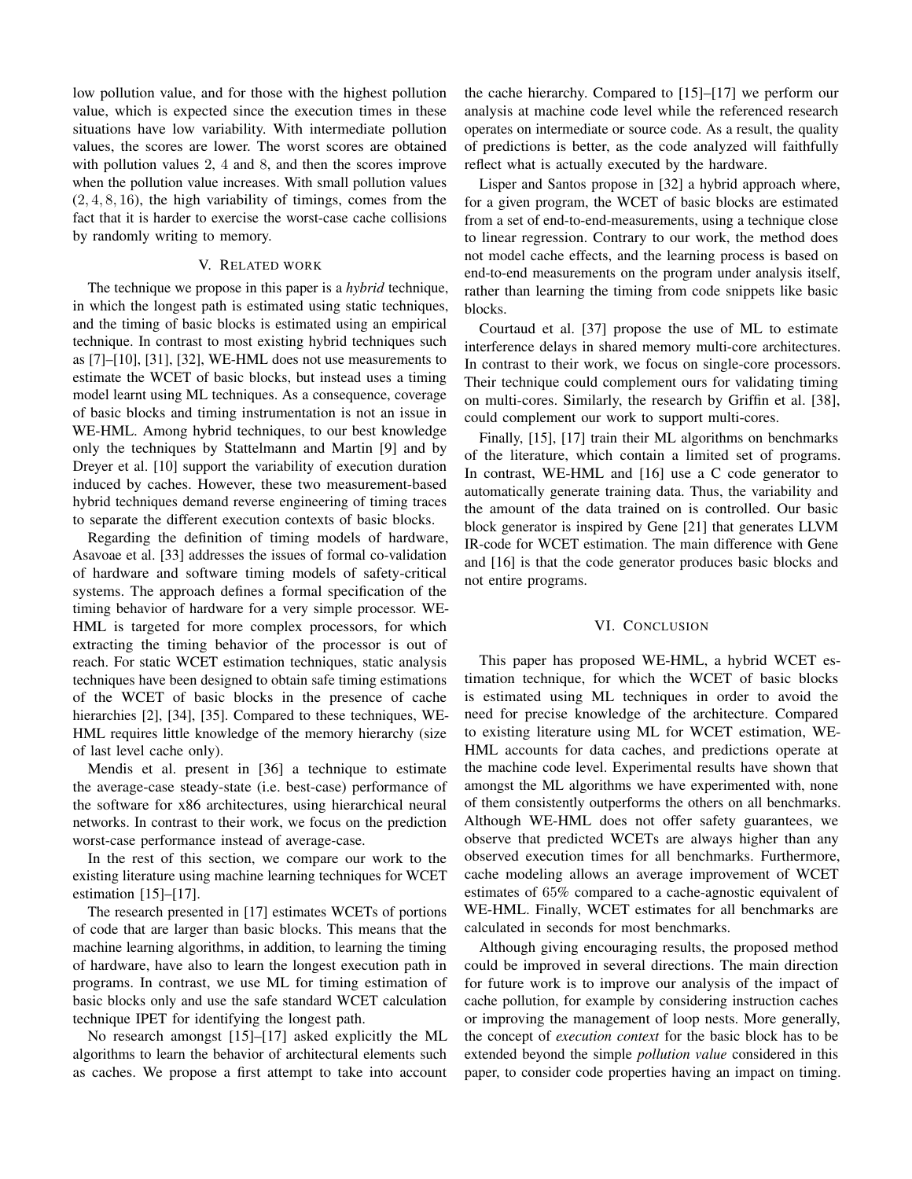low pollution value, and for those with the highest pollution value, which is expected since the execution times in these situations have low variability. With intermediate pollution values, the scores are lower. The worst scores are obtained with pollution values 2, 4 and 8, and then the scores improve when the pollution value increases. With small pollution values $(2, 4, 8, 16)$, the high variability of timings, comes from the fact that it is harder to exercise the worst-case cache collisions by randomly writing to memory.

## V. Related work

The technique we propose in this paper is a *hybrid* technique, in which the longest path is estimated using static techniques, and the timing of basic blocks is estimated using an empirical technique. In contrast to most existing hybrid techniques such as [7]–[10], [31], [32], WE-HML does not use measurements to estimate the WCET of basic blocks, but instead uses a timing model learnt using ML techniques. As a consequence, coverage of basic blocks and timing instrumentation is not an issue in WE-HML. Among hybrid techniques, to our best knowledge only the techniques by Stattelmann and Martin [9] and by Dreyer et al. [10] support the variability of execution duration induced by caches. However, these two measurement-based hybrid techniques demand reverse engineering of timing traces to separate the different execution contexts of basic blocks.

Regarding the definition of timing models of hardware, Asavoae et al. [33] addresses the issues of formal co-validation of hardware and software timing models of safety-critical systems. The approach defines a formal specification of the timing behavior of hardware for a very simple processor. WE-HML is targeted for more complex processors, for which extracting the timing behavior of the processor is out of reach. For static WCET estimation techniques, static analysis techniques have been designed to obtain safe timing estimations of the WCET of basic blocks in the presence of cache hierarchies [2], [34], [35]. Compared to these techniques, WE-HML requires little knowledge of the memory hierarchy (size of last level cache only).

Mendis et al. present in [36] a technique to estimate the average-case steady-state (i.e. best-case) performance of the software for x86 architectures, using hierarchical neural networks. In contrast to their work, we focus on the prediction worst-case performance instead of average-case.

In the rest of this section, we compare our work to the existing literature using machine learning techniques for WCET estimation [15]–[17].

The research presented in [17] estimates WCETs of portions of code that are larger than basic blocks. This means that the machine learning algorithms, in addition, to learning the timing of hardware, have also to learn the longest execution path in programs. In contrast, we use ML for timing estimation of basic blocks only and use the safe standard WCET calculation technique IPET for identifying the longest path.

No research amongst [15]–[17] asked explicitly the ML algorithms to learn the behavior of architectural elements such as caches. We propose a first attempt to take into account the cache hierarchy. Compared to [15]–[17] we perform our analysis at machine code level while the referenced research operates on intermediate or source code. As a result, the quality of predictions is better, as the code analyzed will faithfully reflect what is actually executed by the hardware.

Lisper and Santos propose in [32] a hybrid approach where, for a given program, the WCET of basic blocks are estimated from a set of end-to-end-measurements, using a technique close to linear regression. Contrary to our work, the method does not model cache effects, and the learning process is based on end-to-end measurements on the program under analysis itself, rather than learning the timing from code snippets like basic blocks.

Courtaud et al. [37] propose the use of ML to estimate interference delays in shared memory multi-core architectures. In contrast to their work, we focus on single-core processors. Their technique could complement ours for validating timing on multi-cores. Similarly, the research by Griffin et al. [38], could complement our work to support multi-cores.

Finally, [15], [17] train their ML algorithms on benchmarks of the literature, which contain a limited set of programs. In contrast, WE-HML and [16] use a C code generator to automatically generate training data. Thus, the variability and the amount of the data trained on is controlled. Our basic block generator is inspired by Gene [21] that generates LLVM IR-code for WCET estimation. The main difference with Gene and [16] is that the code generator produces basic blocks and not entire programs.

## VI. Conclusion

This paper has proposed WE-HML, a hybrid WCET estimation technique, for which the WCET of basic blocks is estimated using ML techniques in order to avoid the need for precise knowledge of the architecture. Compared to existing literature using ML for WCET estimation, WE-HML accounts for data caches, and predictions operate at the machine code level. Experimental results have shown that amongst the ML algorithms we have experimented with, none of them consistently outperforms the others on all benchmarks. Although WE-HML does not offer safety guarantees, we observe that predicted WCETs are always higher than any observed execution times for all benchmarks. Furthermore, cache modeling allows an average improvement of WCET estimates of 65% compared to a cache-agnostic equivalent of WE-HML. Finally, WCET estimates for all benchmarks are calculated in seconds for most benchmarks.

Although giving encouraging results, the proposed method could be improved in several directions. The main direction for future work is to improve our analysis of the impact of cache pollution, for example by considering instruction caches or improving the management of loop nests. More generally, the concept of *execution context* for the basic block has to be extended beyond the simple *pollution value* considered in this paper, to consider code properties having an impact on timing.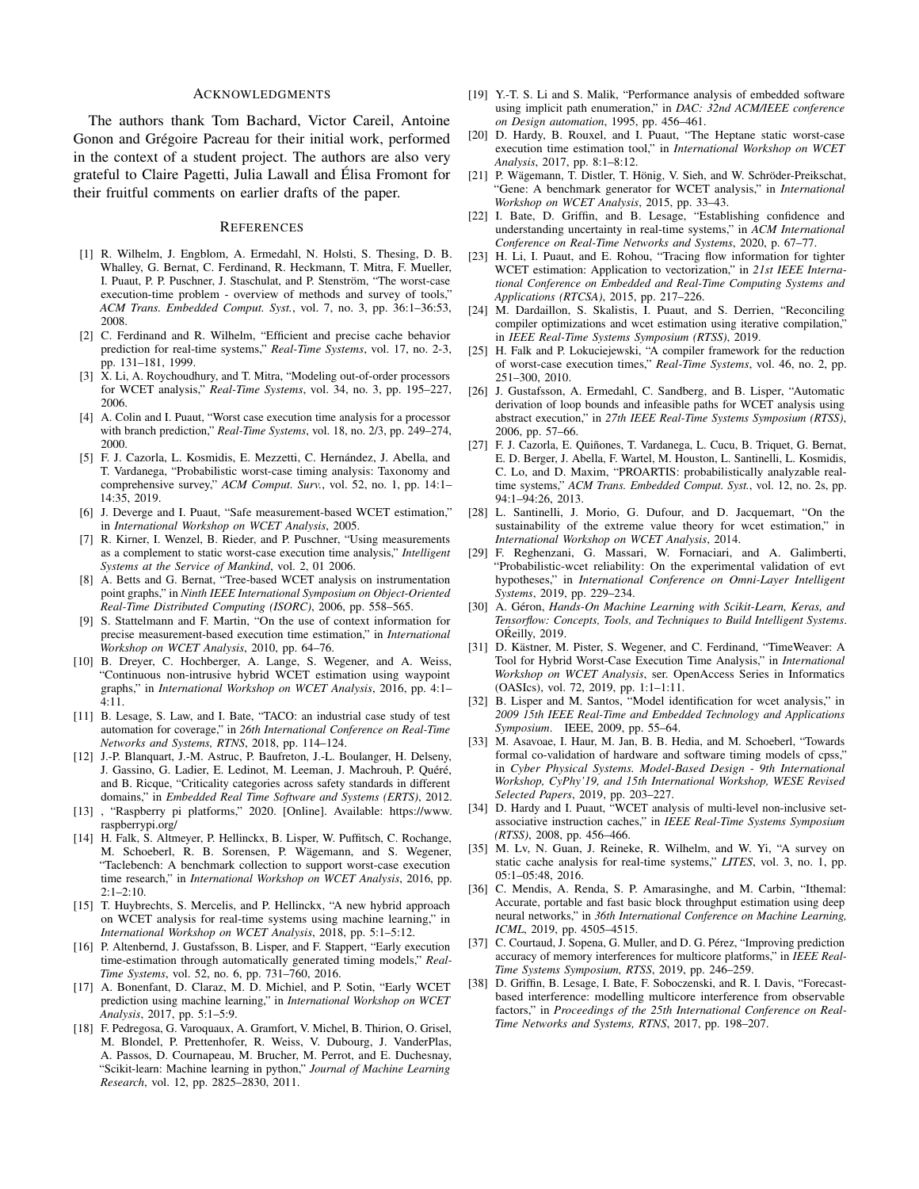## Acknowledgments

The authors thank Tom Bachard, Victor Careil, Antoine Gonon and Grégoire Pacreau for their initial work, performed in the context of a student project. The authors are also very grateful to Claire Pagetti, Julia Lawall and Élisa Fromont for their fruitful comments on earlier drafts of the paper.

## References

[1] R. Wilhelm, J. Engblom, A. Ermedahl, N. Holsti, S. Thesing, D. B. Whalley, G. Bernat, C. Ferdinand, R. Heckmann, T. Mitra, F. Mueller, I. Puaut, P. P. Puschner, J. Staschulat, and P. Stenström, "The worst-case execution-time problem - overview of methods and survey of tools," *ACM Trans. Embedded Comput. Syst.*, vol. 7, no. 3, pp. 36:1–36:53, 2008.

[2] C. Ferdinand and R. Wilhelm, "Efficient and precise cache behavior prediction for real-time systems," *Real-Time Systems*, vol. 17, no. 2-3, pp. 131–181, 1999.

[3] X. Li, A. Roychoudhury, and T. Mitra, "Modeling out-of-order processors for WCET analysis," *Real-Time Systems*, vol. 34, no. 3, pp. 195–227, 2006.

[4] A. Colin and I. Puaut, "Worst case execution time analysis for a processor with branch prediction," *Real-Time Systems*, vol. 18, no. 2/3, pp. 249–274, 2000.

[5] F. J. Cazorla, L. Kosmidis, E. Mezzetti, C. Hernández, J. Abella, and T. Vardanega, "Probabilistic worst-case timing analysis: Taxonomy and comprehensive survey," *ACM Comput. Surv.*, vol. 52, no. 1, pp. 14:1–14:35, 2019.

[6] J. Deverge and I. Puaut, "Safe measurement-based WCET estimation," in *International Workshop on WCET Analysis*, 2005.

[7] R. Kirner, I. Wenzel, B. Rieder, and P. Puschner, "Using measurements as a complement to static worst-case execution time analysis," *Intelligent Systems at the Service of Mankind*, vol. 2, 01 2006.

[8] A. Betts and G. Bernat, "Tree-based WCET analysis on instrumentation point graphs," in *Ninth IEEE International Symposium on Object-Oriented Real-Time Distributed Computing (ISORC)*, 2006, pp. 558–565.

[9] S. Stattelmann and F. Martin, "On the use of context information for precise measurement-based execution time estimation," in *International Workshop on WCET Analysis*, 2010, pp. 64–76.

[10] B. Dreyer, C. Hochberger, A. Lange, S. Wegener, and A. Weiss, "Continuous non-intrusive hybrid WCET estimation using waypoint graphs," in *International Workshop on WCET Analysis*, 2016, pp. 4:1–4:11.

[11] B. Lesage, S. Law, and I. Bate, "TACO: an industrial case study of test automation for coverage," in *26th International Conference on Real-Time Networks and Systems, RTNS*, 2018, pp. 114–124.

[12] J.-P. Blanquart, J.-M. Astruc, P. Baufreton, J.-L. Boulanger, H. Delseny, J. Gassino, G. Ladier, E. Ledinot, M. Leeman, J. Machrouh, P. Quéré, and B. Ricque, "Criticality categories across safety standards in different domains," in *Embedded Real Time Software and Systems (ERTS)*, 2012.

[13] , "Raspberry pi platforms," 2020. [Online]. Available: https://www.raspberrypi.org/

[14] H. Falk, S. Altmeyer, P. Hellinckx, B. Lisper, W. Puffitsch, C. Rochange, M. Schoeberl, R. B. Sorensen, P. Wägemann, and S. Wegener, "Taclebench: A benchmark collection to support worst-case execution time research," in *International Workshop on WCET Analysis*, 2016, pp. 2:1–2:10.

[15] T. Huybrechts, S. Mercelis, and P. Hellinckx, "A new hybrid approach on WCET analysis for real-time systems using machine learning," in *International Workshop on WCET Analysis*, 2018, pp. 5:1–5:12.

[16] P. Altenbernd, J. Gustafsson, B. Lisper, and F. Stappert, "Early execution time-estimation through automatically generated timing models," *Real-Time Systems*, vol. 52, no. 6, pp. 731–760, 2016.

[17] A. Bonenfant, D. Claraz, M. D. Michiel, and P. Sotin, "Early WCET prediction using machine learning," in *International Workshop on WCET Analysis*, 2017, pp. 5:1–5:9.

[18] F. Pedregosa, G. Varoquaux, A. Gramfort, V. Michel, B. Thirion, O. Grisel, M. Blondel, P. Prettenhofer, R. Weiss, V. Dubourg, J. VanderPlas, A. Passos, D. Cournapeau, M. Brucher, M. Perrot, and E. Duchesnay, "Scikit-learn: Machine learning in python," *Journal of Machine Learning Research*, vol. 12, pp. 2825–2830, 2011.

[19] Y.-T. S. Li and S. Malik, "Performance analysis of embedded software using implicit path enumeration," in *DAC: 32nd ACM/IEEE conference on Design automation*, 1995, pp. 456–461.

[20] D. Hardy, B. Rouxel, and I. Puaut, "The Heptane static worst-case execution time estimation tool," in *International Workshop on WCET Analysis*, 2017, pp. 8:1–8:12.

[21] P. Wägemann, T. Distler, T. Hönig, V. Sieh, and W. Schröder-Preikschat, "Gene: A benchmark generator for WCET analysis," in *International Workshop on WCET Analysis*, 2015, pp. 33–43.

[22] I. Bate, D. Griffin, and B. Lesage, "Establishing confidence and understanding uncertainty in real-time systems," in *ACM International Conference on Real-Time Networks and Systems*, 2020, p. 67–77.

[23] H. Li, I. Puaut, and E. Rohou, "Tracing flow information for tighter WCET estimation: Application to vectorization," in *21st IEEE International Conference on Embedded and Real-Time Computing Systems and Applications (RTCSA)*, 2015, pp. 217–226.

[24] M. Dardaillon, S. Skalistis, I. Puaut, and S. Derrien, "Reconciling compiler optimizations and wcet estimation using iterative compilation," in *IEEE Real-Time Systems Symposium (RTSS)*, 2019.

[25] H. Falk and P. Lokuciejewski, "A compiler framework for the reduction of worst-case execution times," *Real-Time Systems*, vol. 46, no. 2, pp. 251–300, 2010.

[26] J. Gustafsson, A. Ermedahl, C. Sandberg, and B. Lisper, "Automatic derivation of loop bounds and infeasible paths for WCET analysis using abstract execution," in *27th IEEE Real-Time Systems Symposium (RTSS)*, 2006, pp. 57–66.

[27] F. J. Cazorla, E. Quiñones, T. Vardanega, L. Cucu, B. Triquet, G. Bernat, E. D. Berger, J. Abella, F. Wartel, M. Houston, L. Santinelli, L. Kosmidis, C. Lo, and D. Maxim, "PROARTIS: probabilistically analyzable real-time systems," *ACM Trans. Embedded Comput. Syst.*, vol. 12, no. 2s, pp. 94:1–94:26, 2013.

[28] L. Santinelli, J. Morio, G. Dufour, and D. Jacquemart, "On the sustainability of the extreme value theory for wcet estimation," in *International Workshop on WCET Analysis*, 2014.

[29] F. Reghenzani, G. Massari, W. Fornaciari, and A. Galimberti, "Probabilistic-wcet reliability: On the experimental validation of evt hypotheses," in *International Conference on Omni-Layer Intelligent Systems*, 2019, pp. 229–234.

[30] A. Géron, *Hands-On Machine Learning with Scikit-Learn, Keras, and Tensorflow: Concepts, Tools, and Techniques to Build Intelligent Systems*. OŔeilly, 2019.

[31] D. Kästner, M. Pister, S. Wegener, and C. Ferdinand, "TimeWeaver: A Tool for Hybrid Worst-Case Execution Time Analysis," in *International Workshop on WCET Analysis*, ser. OpenAccess Series in Informatics (OASIcs), vol. 72, 2019, pp. 1:1–1:11.

[32] B. Lisper and M. Santos, "Model identification for wcet analysis," in *2009 15th IEEE Real-Time and Embedded Technology and Applications Symposium*. IEEE, 2009, pp. 55–64.

[33] M. Asavoae, I. Haur, M. Jan, B. B. Hedia, and M. Schoeberl, "Towards formal co-validation of hardware and software timing models of cpss," in *Cyber Physical Systems. Model-Based Design - 9th International Workshop, CyPhy'19, and 15th International Workshop, WESE Revised Selected Papers*, 2019, pp. 203–227.

[34] D. Hardy and I. Puaut, "WCET analysis of multi-level non-inclusive set-associative instruction caches," in *IEEE Real-Time Systems Symposium (RTSS)*, 2008, pp. 456–466.

[35] M. Lv, N. Guan, J. Reineke, R. Wilhelm, and W. Yi, "A survey on static cache analysis for real-time systems," *LITES*, vol. 3, no. 1, pp. 05:1–05:48, 2016.

[36] C. Mendis, A. Renda, S. P. Amarasinghe, and M. Carbin, "Ithemal: Accurate, portable and fast basic block throughput estimation using deep neural networks," in *36th International Conference on Machine Learning, ICML*, 2019, pp. 4505–4515.

[37] C. Courtaud, J. Sopena, G. Muller, and D. G. Pérez, "Improving prediction accuracy of memory interferences for multicore platforms," in *IEEE Real-Time Systems Symposium, RTSS*, 2019, pp. 246–259.

[38] D. Griffin, B. Lesage, I. Bate, F. Soboczenski, and R. I. Davis, "Forecast-based interference: modelling multicore interference from observable factors," in *Proceedings of the 25th International Conference on Real-Time Networks and Systems, RTNS*, 2017, pp. 198–207.